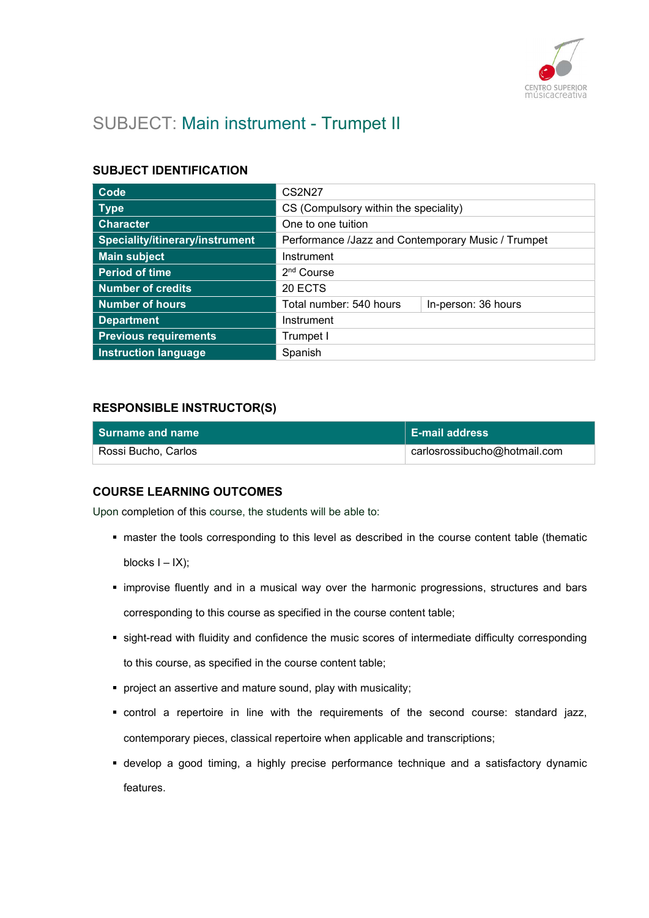# SUBJECT: Main instrument - Trumpet II

## SUBJECT IDENTIFICATION

| | | |
|---|---|---|
| **Code** | CS2N27 | |
| **Type** | CS (Compulsory within the speciality) | |
| **Character** | One to one tuition | |
| **Speciality/itinerary/instrument** | Performance /Jazz and Contemporary Music / Trumpet | |
| **Main subject** | Instrument | |
| **Period of time** | 2nd Course | |
| **Number of credits** | 20 ECTS | |
| **Number of hours** | Total number: 540 hours | In-person: 36 hours |
| **Department** | Instrument | |
| **Previous requirements** | Trumpet I | |
| **Instruction language** | Spanish | |

## RESPONSIBLE INSTRUCTOR(S)

| Surname and name | E-mail address |
|---|---|
| Rossi Bucho, Carlos | carlosrossibucho@hotmail.com |

## COURSE LEARNING OUTCOMES

Upon completion of this course, the students will be able to:

- master the tools corresponding to this level as described in the course content table (thematic blocks I – IX);
- improvise fluently and in a musical way over the harmonic progressions, structures and bars corresponding to this course as specified in the course content table;
- sight-read with fluidity and confidence the music scores of intermediate difficulty corresponding to this course, as specified in the course content table;
- project an assertive and mature sound, play with musicality;
- control a repertoire in line with the requirements of the second course: standard jazz, contemporary pieces, classical repertoire when applicable and transcriptions;
- develop a good timing, a highly precise performance technique and a satisfactory dynamic features.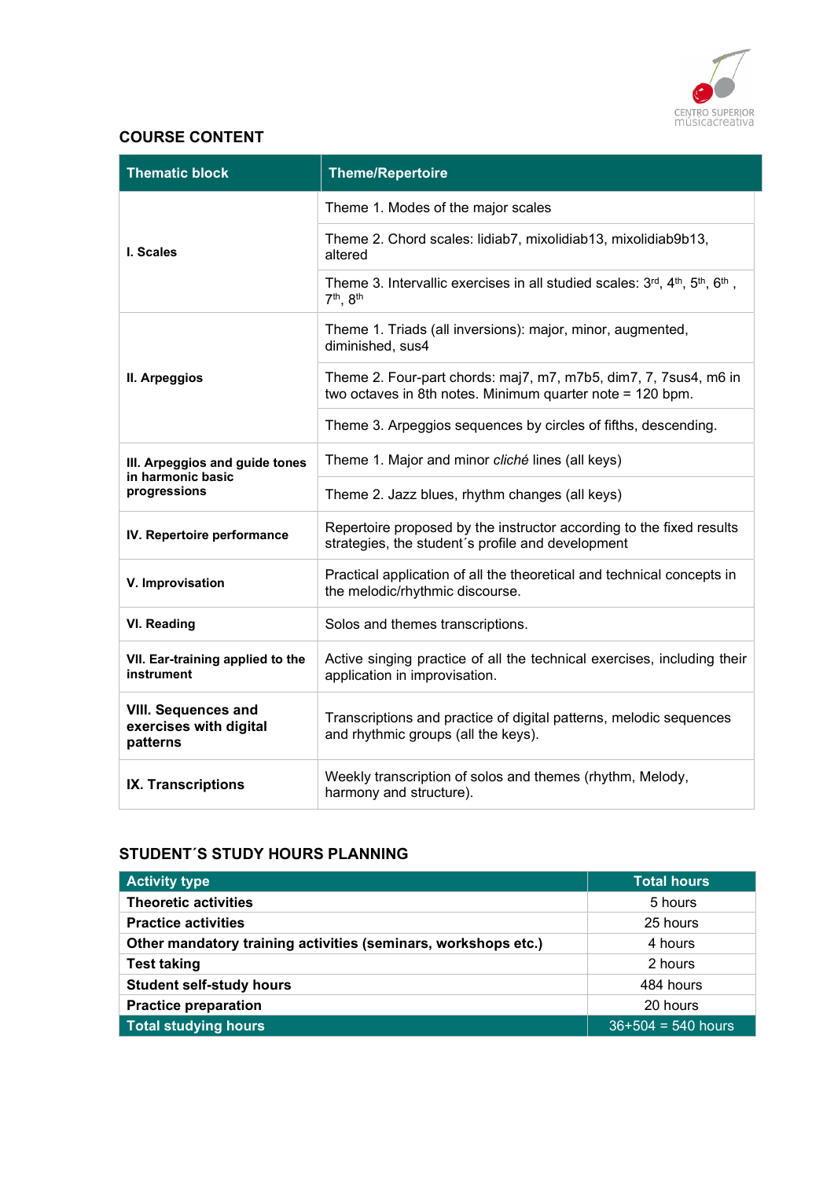## COURSE CONTENT

| Thematic block | Theme/Repertoire |
|---|---|
| **I. Scales** | Theme 1. Modes of the major scales |
| | Theme 2. Chord scales: lidiab7, mixolidiab13, mixolidiab9b13, altered |
| | Theme 3. Intervallic exercises in all studied scales: 3rd, 4th, 5th, 6th , 7th, 8th |
| **II. Arpeggios** | Theme 1. Triads (all inversions): major, minor, augmented, diminished, sus4 |
| | Theme 2. Four-part chords: maj7, m7, m7b5, dim7, 7, 7sus4, m6 in two octaves in 8th notes. Minimum quarter note = 120 bpm. |
| | Theme 3. Arpeggios sequences by circles of fifths, descending. |
| **III. Arpeggios and guide tones in harmonic basic progressions** | Theme 1. Major and minor *cliché* lines (all keys) |
| | Theme 2. Jazz blues, rhythm changes (all keys) |
| **IV. Repertoire performance** | Repertoire proposed by the instructor according to the fixed results strategies, the student´s profile and development |
| **V. Improvisation** | Practical application of all the theoretical and technical concepts in the melodic/rhythmic discourse. |
| **VI. Reading** | Solos and themes transcriptions. |
| **VII. Ear-training applied to the instrument** | Active singing practice of all the technical exercises, including their application in improvisation. |
| **VIII. Sequences and exercises with digital patterns** | Transcriptions and practice of digital patterns, melodic sequences and rhythmic groups (all the keys). |
| **IX. Transcriptions** | Weekly transcription of solos and themes (rhythm, Melody, harmony and structure). |

## STUDENT´S STUDY HOURS PLANNING

| Activity type | Total hours |
|---|---|
| **Theoretic activities** | 5 hours |
| **Practice activities** | 25 hours |
| **Other mandatory training activities (seminars, workshops etc.)** | 4 hours |
| **Test taking** | 2 hours |
| **Student self-study hours** | 484 hours |
| **Practice preparation** | 20 hours |
| **Total studying hours** | 36+504 = 540 hours |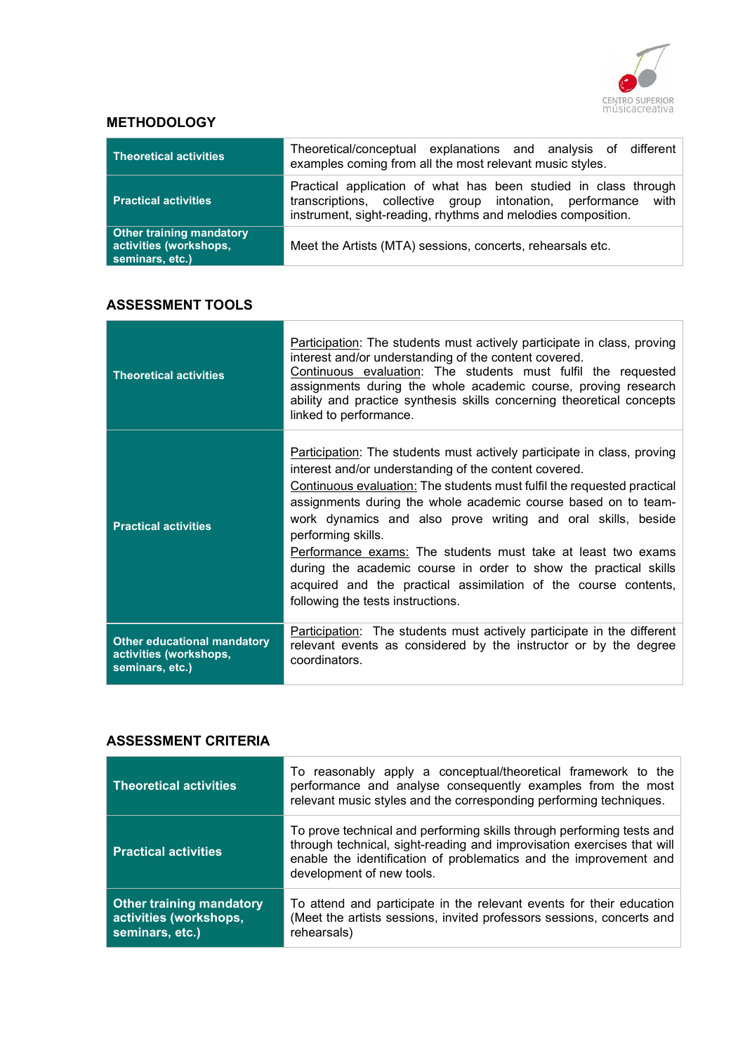## METHODOLOGY

| | |
|---|---|
| **Theoretical activities** | Theoretical/conceptual explanations and analysis of different examples coming from all the most relevant music styles. |
| **Practical activities** | Practical application of what has been studied in class through transcriptions, collective group intonation, performance with instrument, sight-reading, rhythms and melodies composition. |
| **Other training mandatory activities (workshops, seminars, etc.)** | Meet the Artists (MTA) sessions, concerts, rehearsals etc. |

## ASSESSMENT TOOLS

| | |
|---|---|
| **Theoretical activities** | <u>Participation</u>: The students must actively participate in class, proving interest and/or understanding of the content covered.<br><u>Continuous evaluation</u>: The students must fulfil the requested assignments during the whole academic course, proving research ability and practice synthesis skills concerning theoretical concepts linked to performance. |
| **Practical activities** | <u>Participation</u>: The students must actively participate in class, proving interest and/or understanding of the content covered.<br><u>Continuous evaluation:</u> The students must fulfil the requested practical assignments during the whole academic course based on to team-work dynamics and also prove writing and oral skills, beside performing skills.<br><u>Performance exams:</u> The students must take at least two exams during the academic course in order to show the practical skills acquired and the practical assimilation of the course contents, following the tests instructions. |
| **Other educational mandatory activities (workshops, seminars, etc.)** | <u>Participation</u>: The students must actively participate in the different relevant events as considered by the instructor or by the degree coordinators. |

## ASSESSMENT CRITERIA

| | |
|---|---|
| **Theoretical activities** | To reasonably apply a conceptual/theoretical framework to the performance and analyse consequently examples from the most relevant music styles and the corresponding performing techniques. |
| **Practical activities** | To prove technical and performing skills through performing tests and through technical, sight-reading and improvisation exercises that will enable the identification of problematics and the improvement and development of new tools. |
| **Other training mandatory activities (workshops, seminars, etc.)** | To attend and participate in the relevant events for their education (Meet the artists sessions, invited professors sessions, concerts and rehearsals) |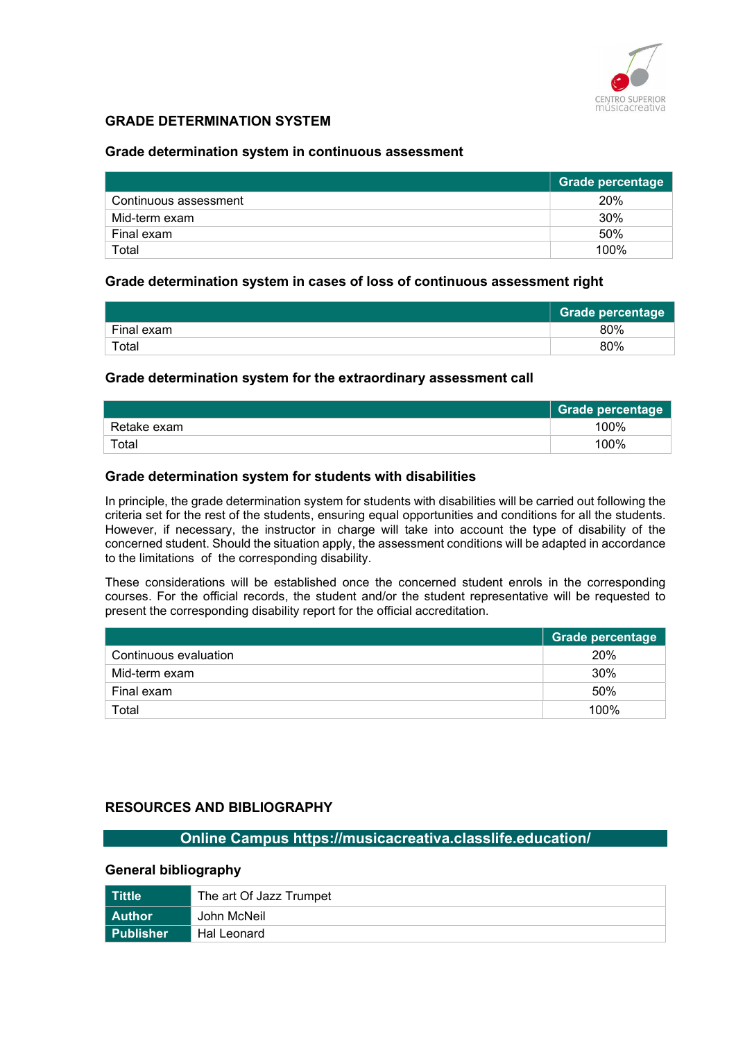## GRADE DETERMINATION SYSTEM

### Grade determination system in continuous assessment

| | Grade percentage |
|---|---|
| Continuous assessment | 20% |
| Mid-term exam | 30% |
| Final exam | 50% |
| Total | 100% |

### Grade determination system in cases of loss of continuous assessment right

| | Grade percentage |
|---|---|
| Final exam | 80% |
| Total | 80% |

### Grade determination system for the extraordinary assessment call

| | Grade percentage |
|---|---|
| Retake exam | 100% |
| Total | 100% |

### Grade determination system for students with disabilities

In principle, the grade determination system for students with disabilities will be carried out following the criteria set for the rest of the students, ensuring equal opportunities and conditions for all the students. However, if necessary, the instructor in charge will take into account the type of disability of the concerned student. Should the situation apply, the assessment conditions will be adapted in accordance to the limitations of the corresponding disability.

These considerations will be established once the concerned student enrols in the corresponding courses. For the official records, the student and/or the student representative will be requested to present the corresponding disability report for the official accreditation.

| | Grade percentage |
|---|---|
| Continuous evaluation | 20% |
| Mid-term exam | 30% |
| Final exam | 50% |
| Total | 100% |

## RESOURCES AND BIBLIOGRAPHY

**Online Campus https://musicacreativa.classlife.education/**

### General bibliography

| | |
|---|---|
| **Tittle** | The art Of Jazz Trumpet |
| **Author** | John McNeil |
| **Publisher** | Hal Leonard |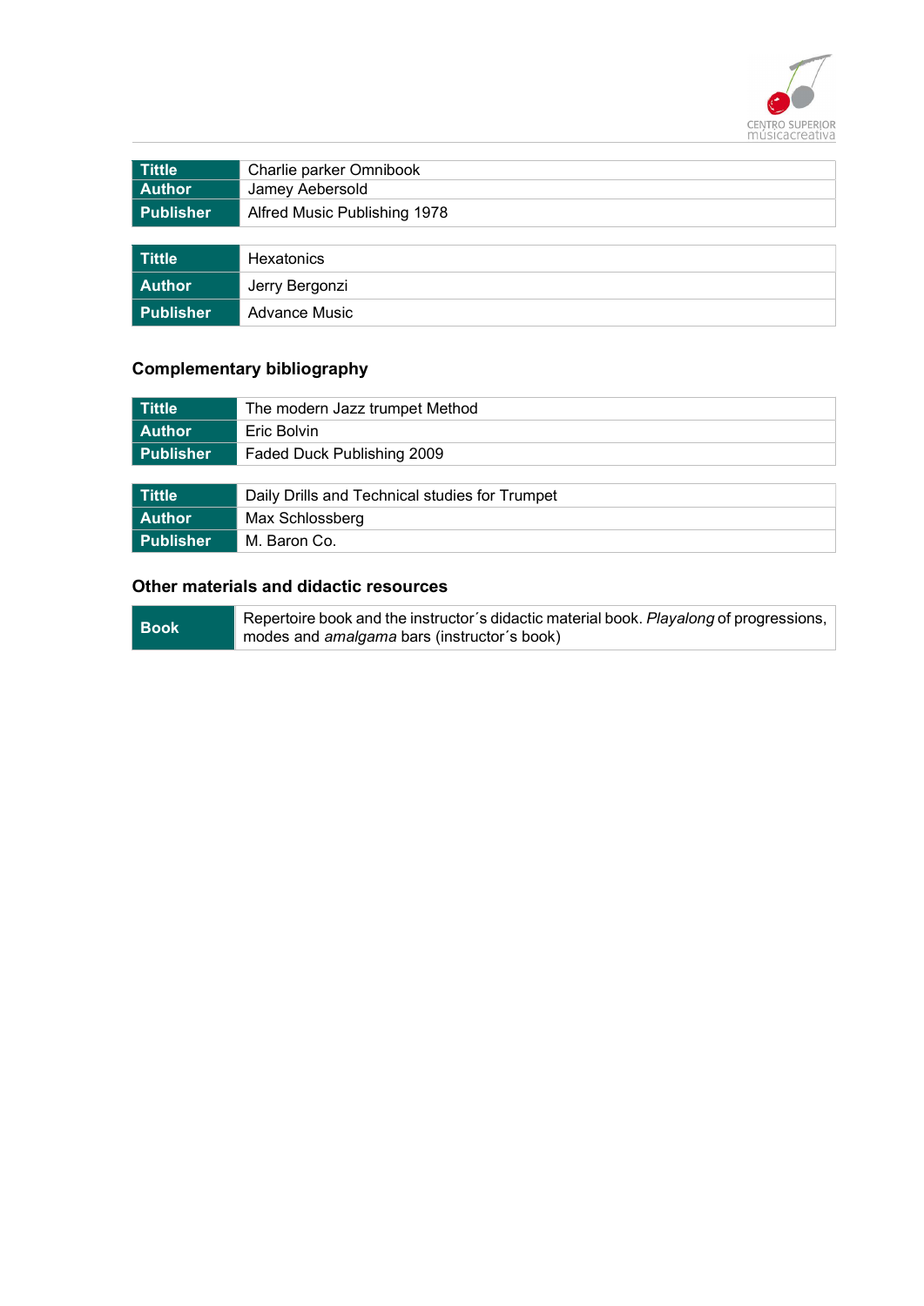| | |
|---|---|
| **Tittle** | Charlie parker Omnibook |
| **Author** | Jamey Aebersold |
| **Publisher** | Alfred Music Publishing 1978 |

| | |
|---|---|
| **Tittle** | Hexatonics |
| **Author** | Jerry Bergonzi |
| **Publisher** | Advance Music |

### Complementary bibliography

| | |
|---|---|
| **Tittle** | The modern Jazz trumpet Method |
| **Author** | Eric Bolvin |
| **Publisher** | Faded Duck Publishing 2009 |

| | |
|---|---|
| **Tittle** | Daily Drills and Technical studies for Trumpet |
| **Author** | Max Schlossberg |
| **Publisher** | M. Baron Co. |

### Other materials and didactic resources

| | |
|---|---|
| **Book** | Repertoire book and the instructor´s didactic material book. *Playalong* of progressions, modes and *amalgama* bars (instructor´s book) |